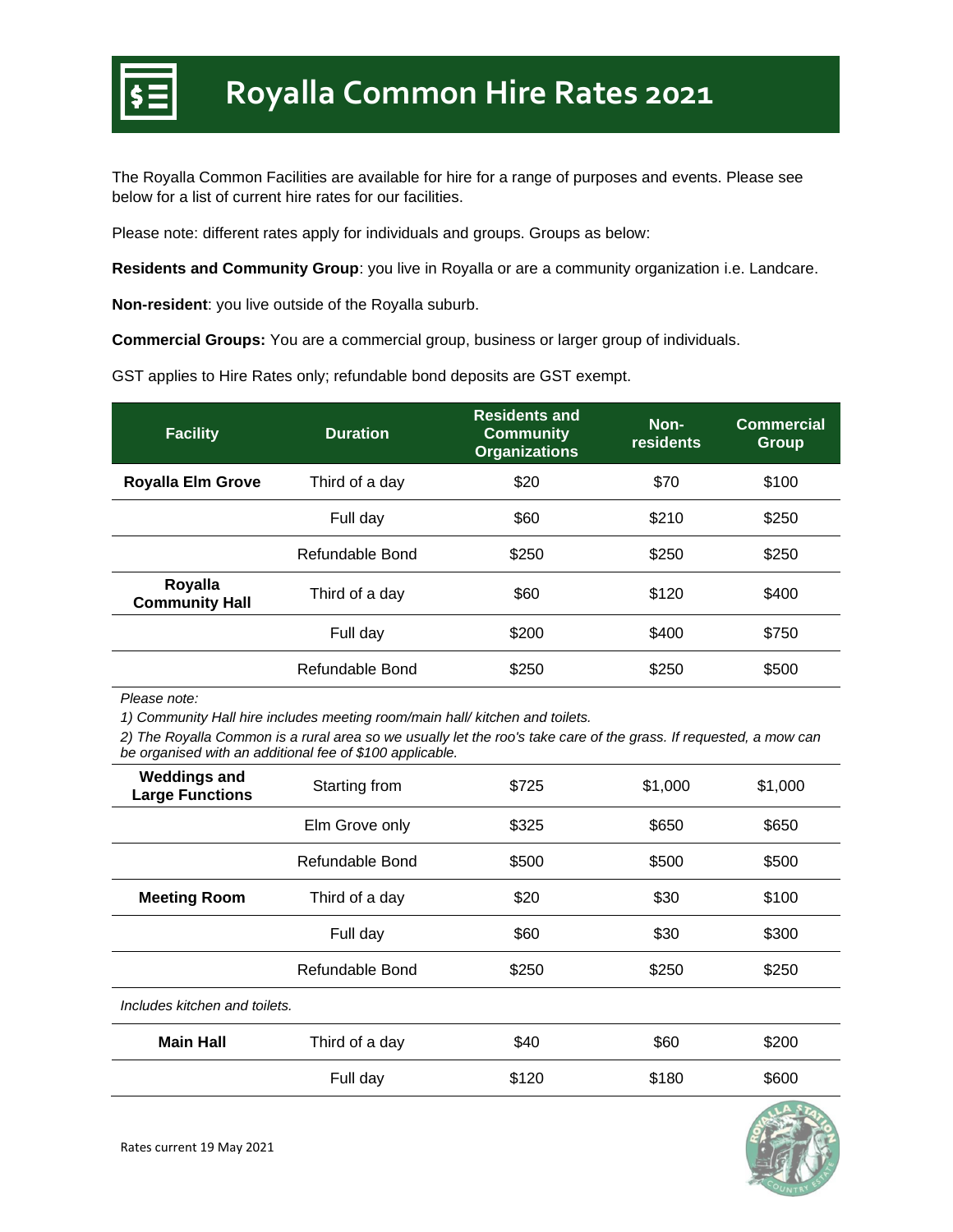# Royalla Common Hire Rates 2021

The Royalla Common Facilities are available for hire for a range of purposes and events. Please see below for a list of current hire rates for our facilities.

Please note: different rates apply for individuals and groups. Groups as below:

**Residents and Community Group**: you live in Royalla or are a community organization i.e. Landcare.

**Non-resident**: you live outside of the Royalla suburb.

**Commercial Groups:** You are a commercial group, business or larger group of individuals.

GST applies to Hire Rates only; refundable bond deposits are GST exempt.

| Facility | Duration | Residents and Community Organizations | Non-residents | Commercial Group |
|---|---|---|---|---|
| **Royalla Elm Grove** | Third of a day | $20 | $70 | $100 |
| | Full day | $60 | $210 | $250 |
| | Refundable Bond | $250 | $250 | $250 |
| **Royalla Community Hall** | Third of a day | $60 | $120 | $400 |
| | Full day | $200 | $400 | $750 |
| | Refundable Bond | $250 | $250 | $500 |

*Please note:*

*1) Community Hall hire includes meeting room/main hall/ kitchen and toilets.*

*2) The Royalla Common is a rural area so we usually let the roo's take care of the grass. If requested, a mow can be organised with an additional fee of $100 applicable.*

| Facility | Duration | Residents and Community Organizations | Non-residents | Commercial Group |
|---|---|---|---|---|
| **Weddings and Large Functions** | Starting from | $725 | $1,000 | $1,000 |
| | Elm Grove only | $325 | $650 | $650 |
| | Refundable Bond | $500 | $500 | $500 |
| **Meeting Room** | Third of a day | $20 | $30 | $100 |
| | Full day | $60 | $30 | $300 |
| | Refundable Bond | $250 | $250 | $250 |

*Includes kitchen and toilets.*

| Facility | Duration | Residents and Community Organizations | Non-residents | Commercial Group |
|---|---|---|---|---|
| **Main Hall** | Third of a day | $40 | $60 | $200 |
| | Full day | $120 | $180 | $600 |

Rates current 19 May 2021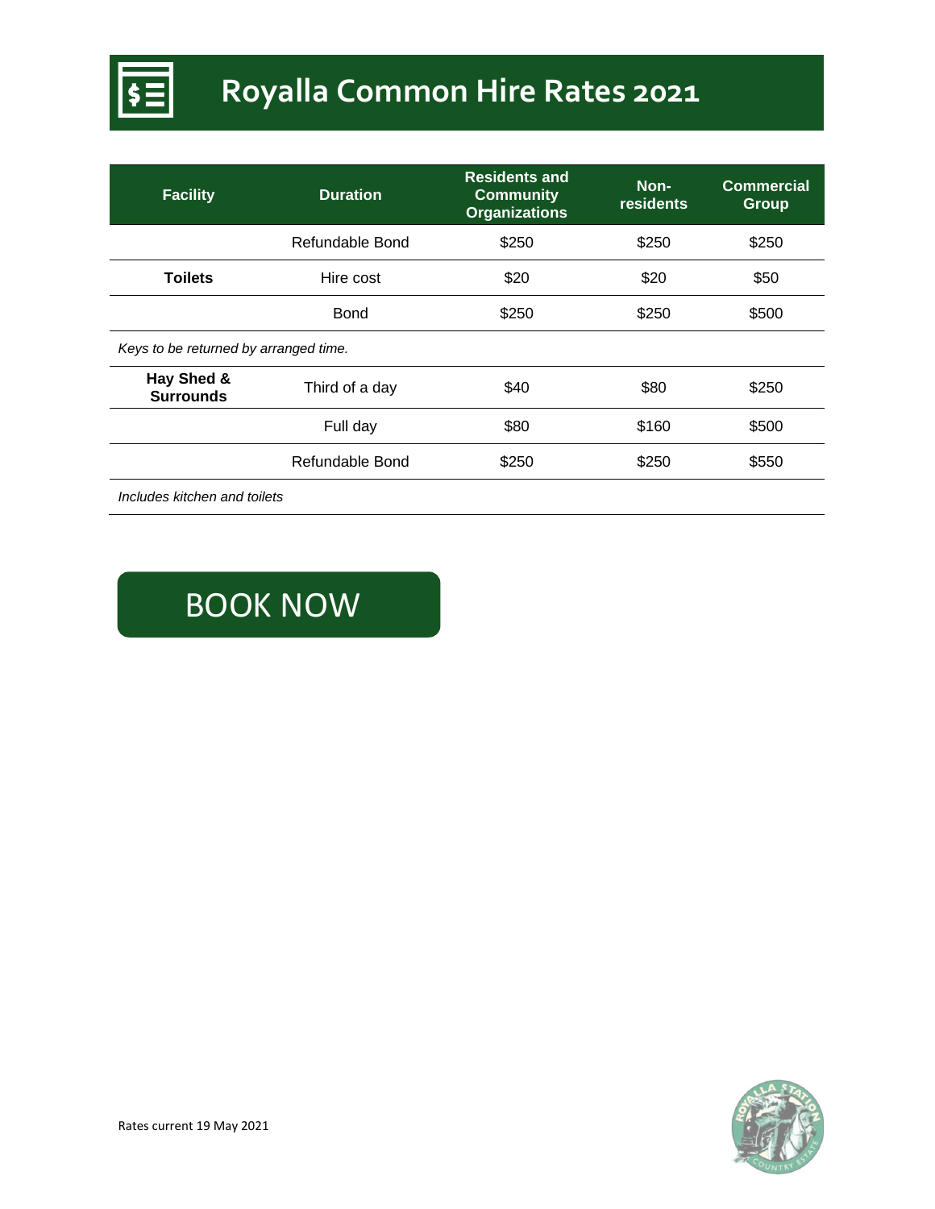# Royalla Common Hire Rates 2021

| Facility | Duration | Residents and Community Organizations | Non-residents | Commercial Group |
|---|---|---|---|---|
| | Refundable Bond | $250 | $250 | $250 |
| **Toilets** | Hire cost | $20 | $20 | $50 |
| | Bond | $250 | $250 | $500 |
| *Keys to be returned by arranged time.* | | | | |
| **Hay Shed & Surrounds** | Third of a day | $40 | $80 | $250 |
| | Full day | $80 | $160 | $500 |
| | Refundable Bond | $250 | $250 | $550 |
| *Includes kitchen and toilets* | | | | |

BOOK NOW

Rates current 19 May 2021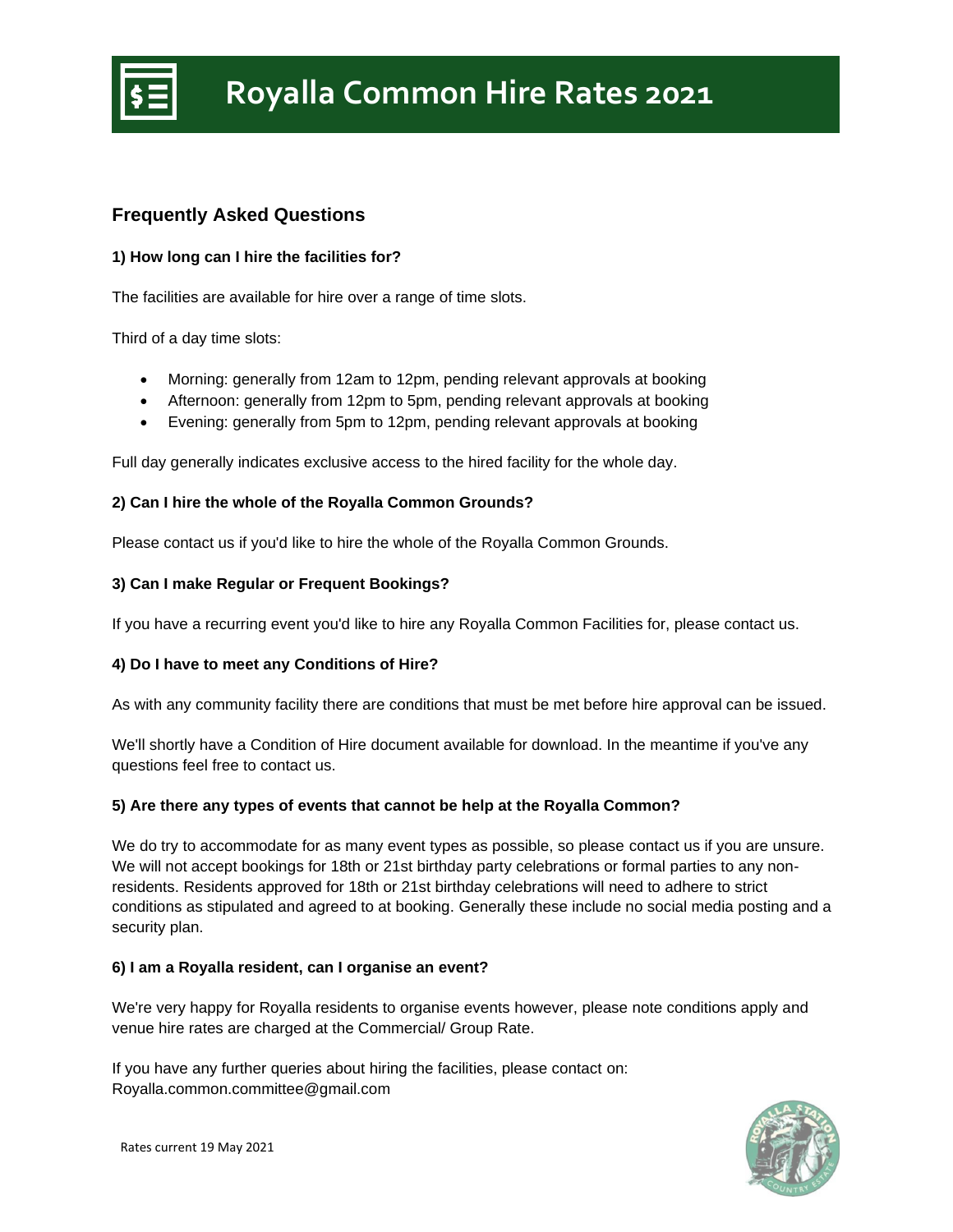# Royalla Common Hire Rates 2021

## Frequently Asked Questions

**1) How long can I hire the facilities for?**

The facilities are available for hire over a range of time slots.

Third of a day time slots:

- Morning: generally from 12am to 12pm, pending relevant approvals at booking
- Afternoon: generally from 12pm to 5pm, pending relevant approvals at booking
- Evening: generally from 5pm to 12pm, pending relevant approvals at booking

Full day generally indicates exclusive access to the hired facility for the whole day.

**2) Can I hire the whole of the Royalla Common Grounds?**

Please contact us if you'd like to hire the whole of the Royalla Common Grounds.

**3) Can I make Regular or Frequent Bookings?**

If you have a recurring event you'd like to hire any Royalla Common Facilities for, please contact us.

**4) Do I have to meet any Conditions of Hire?**

As with any community facility there are conditions that must be met before hire approval can be issued.

We'll shortly have a Condition of Hire document available for download. In the meantime if you've any questions feel free to contact us.

**5) Are there any types of events that cannot be help at the Royalla Common?**

We do try to accommodate for as many event types as possible, so please contact us if you are unsure. We will not accept bookings for 18th or 21st birthday party celebrations or formal parties to any non-residents. Residents approved for 18th or 21st birthday celebrations will need to adhere to strict conditions as stipulated and agreed to at booking. Generally these include no social media posting and a security plan.

**6) I am a Royalla resident, can I organise an event?**

We're very happy for Royalla residents to organise events however, please note conditions apply and venue hire rates are charged at the Commercial/ Group Rate.

If you have any further queries about hiring the facilities, please contact on:
Royalla.common.committee@gmail.com

Rates current 19 May 2021